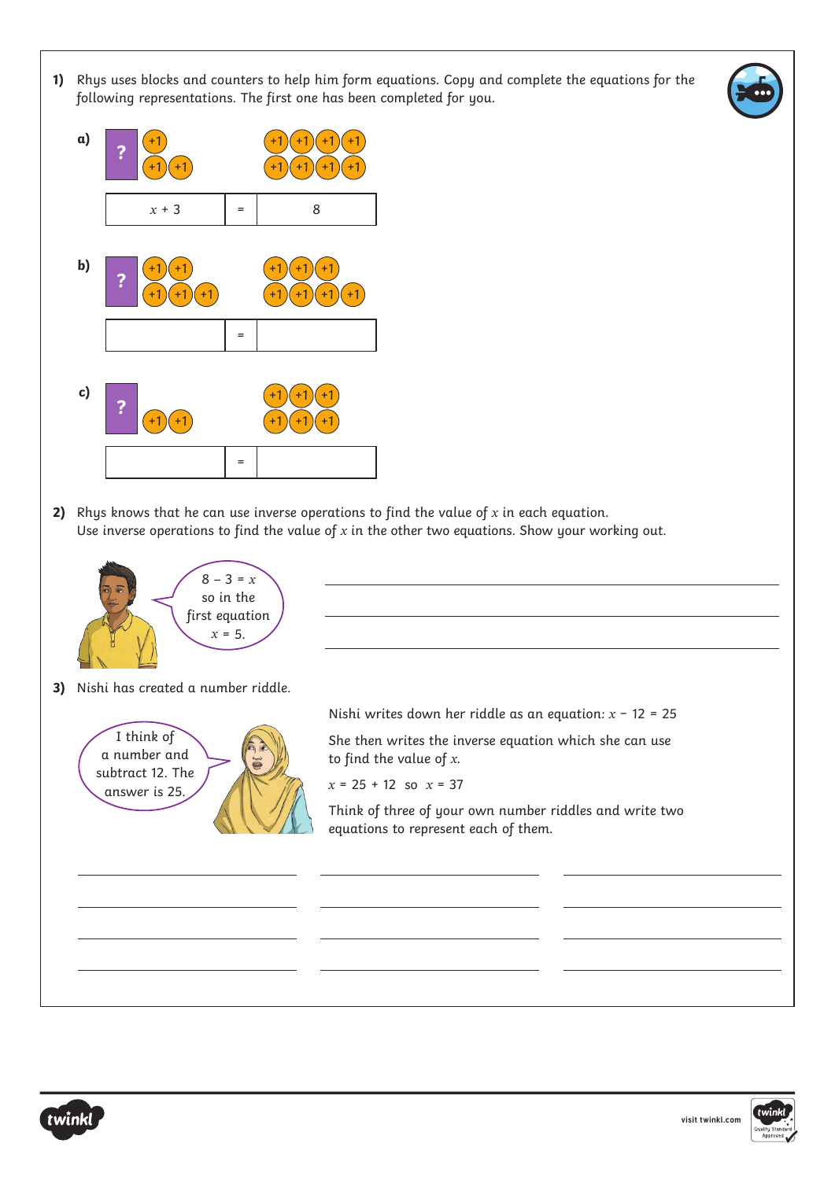1) Rhys uses blocks and counters to help him form equations. Copy and complete the equations for the following representations. The first one has been completed for you.

a) ? +1 +1 +1 +1 +1 +1 +1 +1 +1 +1 +1

| $x + 3$ | = | 8 |
|---|---|---|

b) ? +1 +1 +1 +1 +1 +1 +1 +1 +1 +1 +1 +1

| | = | |
|---|---|---|

c) ? +1 +1 +1 +1 +1 +1 +1 +1

| | = | |
|---|---|---|

2) Rhys knows that he can use inverse operations to find the value of $x$ in each equation. Use inverse operations to find the value of $x$ in the other two equations. Show your working out.

$8 - 3 = x$ so in the first equation $x = 5$.

3) Nishi has created a number riddle.

I think of a number and subtract 12. The answer is 25.

Nishi writes down her riddle as an equation: $x - 12 = 25$

She then writes the inverse equation which she can use to find the value of $x$.

$x = 25 + 12$ so $x = 37$

Think of three of your own number riddles and write two equations to represent each of them.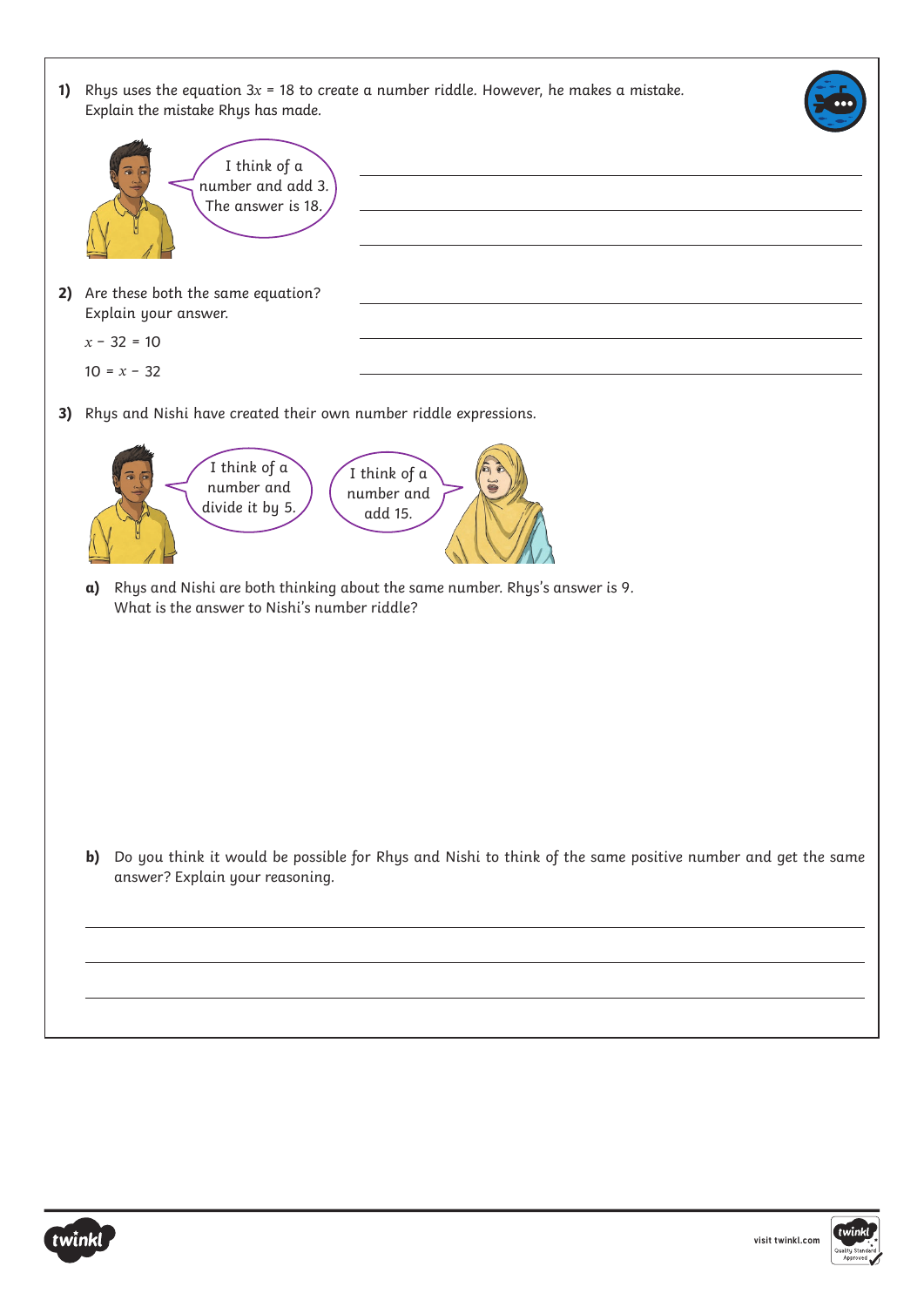**1)** Rhys uses the equation $3x = 18$ to create a number riddle. However, he makes a mistake. Explain the mistake Rhys has made.

I think of a number and add 3. The answer is 18.

**2)** Are these both the same equation? Explain your answer.

$x - 32 = 10$

$10 = x - 32$

**3)** Rhys and Nishi have created their own number riddle expressions.

I think of a number and divide it by 5.

I think of a number and add 15.

**a)** Rhys and Nishi are both thinking about the same number. Rhys's answer is 9. What is the answer to Nishi's number riddle?

**b)** Do you think it would be possible for Rhys and Nishi to think of the same positive number and get the same answer? Explain your reasoning.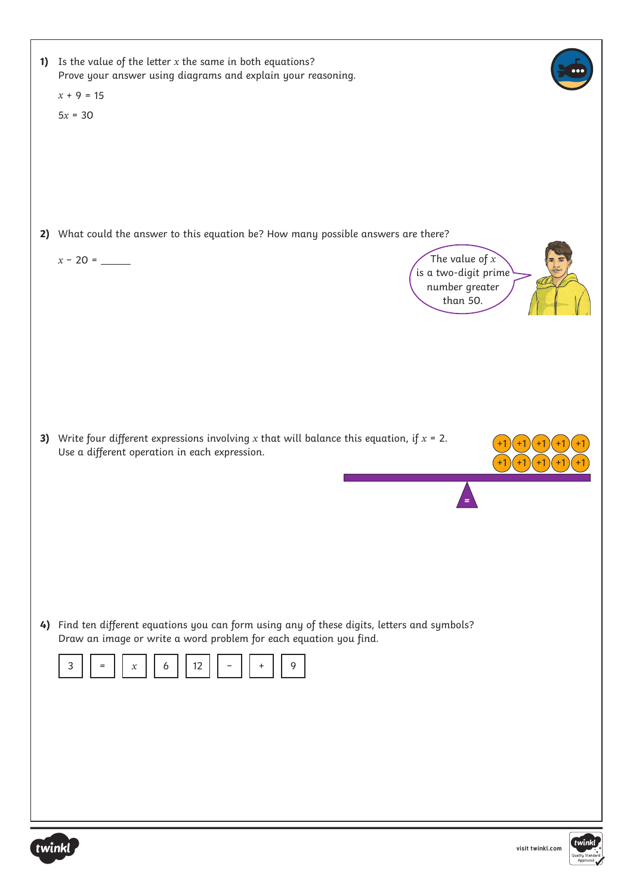**1)** Is the value of the letter $x$ the same in both equations?
Prove your answer using diagrams and explain your reasoning.

$x + 9 = 15$

$5x = 30$

**2)** What could the answer to this equation be? How many possible answers are there?

$x - 20 =$ ______

The value of $x$ is a two-digit prime number greater than 50.

**3)** Write four different expressions involving $x$ that will balance this equation, if $x = 2$.
Use a different operation in each expression.

+1 +1 +1 +1 +1
+1 +1 +1 +1 +1

=

**4)** Find ten different equations you can form using any of these digits, letters and symbols?
Draw an image or write a word problem for each equation you find.

| 3 | = | $x$ | 6 | 12 | − | + | 9 |
|---|---|---|---|---|---|---|---|